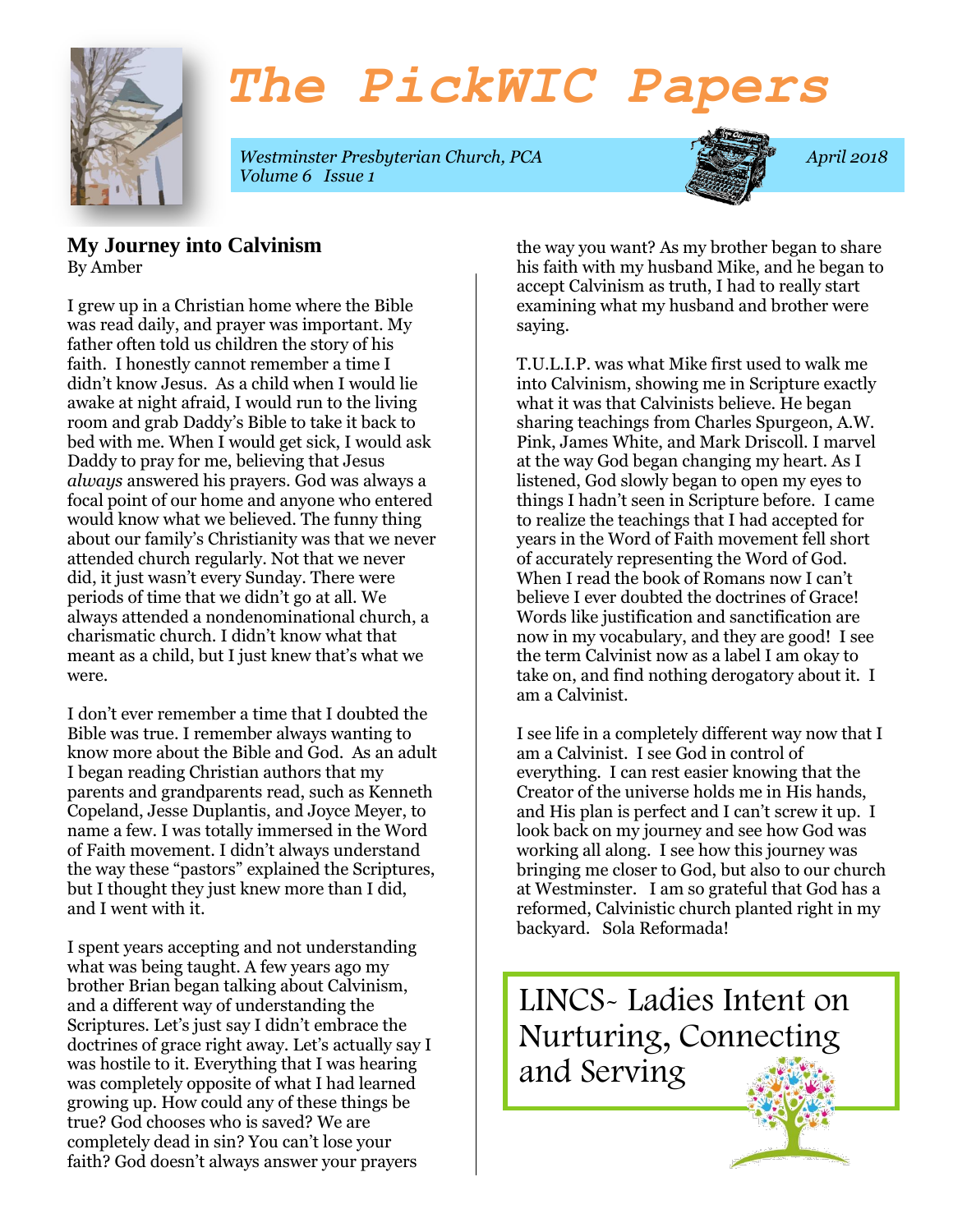# The PickWIC Papers

*Westminster Presbyterian Church, PCA*
*Volume 6 Issue 1*

*April 2018*

## My Journey into Calvinism

By Amber

I grew up in a Christian home where the Bible was read daily, and prayer was important. My father often told us children the story of his faith. I honestly cannot remember a time I didn't know Jesus. As a child when I would lie awake at night afraid, I would run to the living room and grab Daddy's Bible to take it back to bed with me. When I would get sick, I would ask Daddy to pray for me, believing that Jesus *always* answered his prayers. God was always a focal point of our home and anyone who entered would know what we believed. The funny thing about our family's Christianity was that we never attended church regularly. Not that we never did, it just wasn't every Sunday. There were periods of time that we didn't go at all. We always attended a nondenominational church, a charismatic church. I didn't know what that meant as a child, but I just knew that's what we were.

I don't ever remember a time that I doubted the Bible was true. I remember always wanting to know more about the Bible and God. As an adult I began reading Christian authors that my parents and grandparents read, such as Kenneth Copeland, Jesse Duplantis, and Joyce Meyer, to name a few. I was totally immersed in the Word of Faith movement. I didn't always understand the way these "pastors" explained the Scriptures, but I thought they just knew more than I did, and I went with it.

I spent years accepting and not understanding what was being taught. A few years ago my brother Brian began talking about Calvinism, and a different way of understanding the Scriptures. Let's just say I didn't embrace the doctrines of grace right away. Let's actually say I was hostile to it. Everything that I was hearing was completely opposite of what I had learned growing up. How could any of these things be true? God chooses who is saved? We are completely dead in sin? You can't lose your faith? God doesn't always answer your prayers the way you want? As my brother began to share his faith with my husband Mike, and he began to accept Calvinism as truth, I had to really start examining what my husband and brother were saying.

T.U.L.I.P. was what Mike first used to walk me into Calvinism, showing me in Scripture exactly what it was that Calvinists believe. He began sharing teachings from Charles Spurgeon, A.W. Pink, James White, and Mark Driscoll. I marvel at the way God began changing my heart. As I listened, God slowly began to open my eyes to things I hadn't seen in Scripture before. I came to realize the teachings that I had accepted for years in the Word of Faith movement fell short of accurately representing the Word of God. When I read the book of Romans now I can't believe I ever doubted the doctrines of Grace! Words like justification and sanctification are now in my vocabulary, and they are good! I see the term Calvinist now as a label I am okay to take on, and find nothing derogatory about it. I am a Calvinist.

I see life in a completely different way now that I am a Calvinist. I see God in control of everything. I can rest easier knowing that the Creator of the universe holds me in His hands, and His plan is perfect and I can't screw it up. I look back on my journey and see how God was working all along. I see how this journey was bringing me closer to God, but also to our church at Westminster. I am so grateful that God has a reformed, Calvinistic church planted right in my backyard. Sola Reformada!

## LINCS- Ladies Intent on Nurturing, Connecting and Serving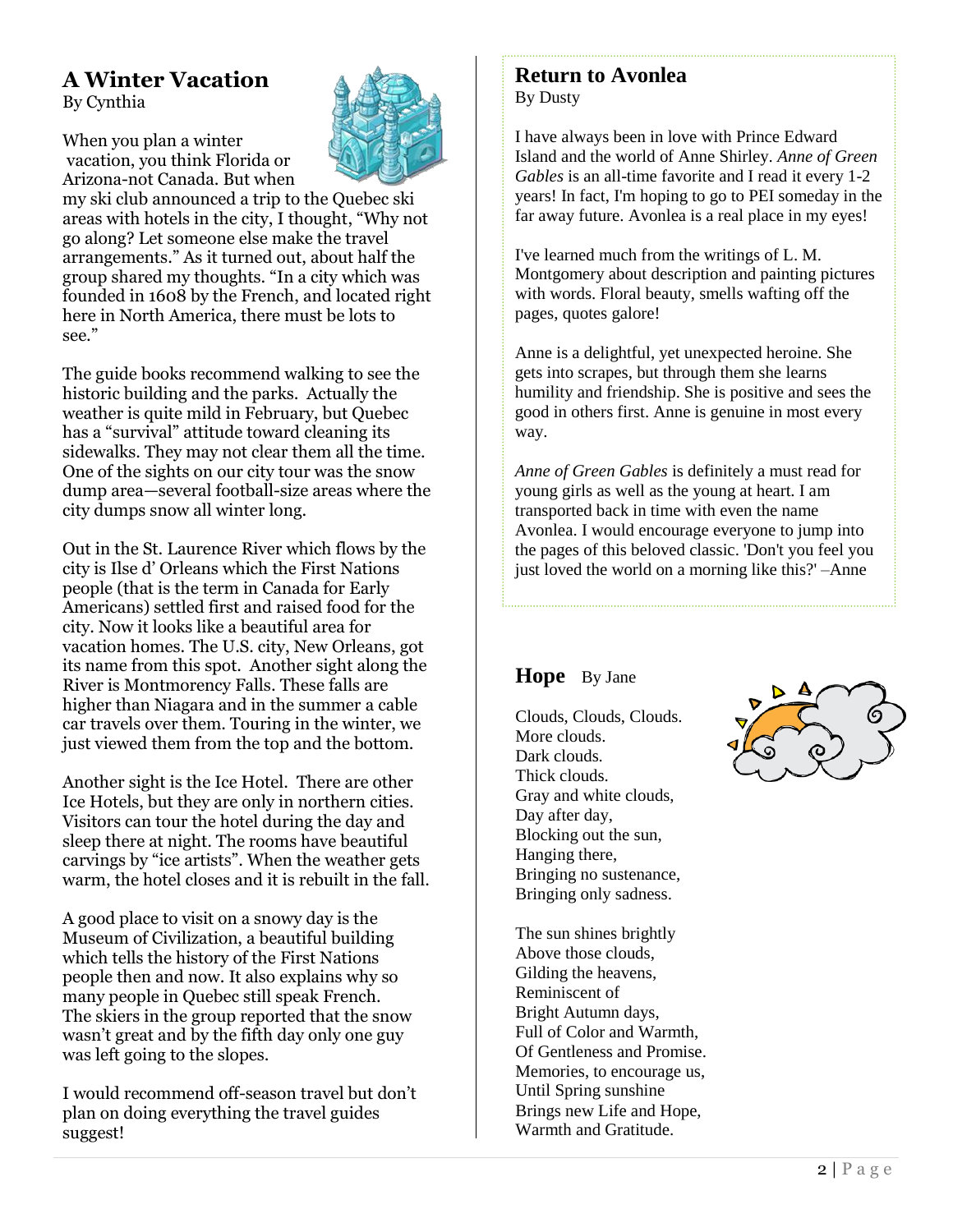## A Winter Vacation

By Cynthia

When you plan a winter vacation, you think Florida or Arizona-not Canada. But when my ski club announced a trip to the Quebec ski areas with hotels in the city, I thought, “Why not go along? Let someone else make the travel arrangements.” As it turned out, about half the group shared my thoughts. “In a city which was founded in 1608 by the French, and located right here in North America, there must be lots to see.”

The guide books recommend walking to see the historic building and the parks. Actually the weather is quite mild in February, but Quebec has a “survival” attitude toward cleaning its sidewalks. They may not clear them all the time. One of the sights on our city tour was the snow dump area—several football-size areas where the city dumps snow all winter long.

Out in the St. Laurence River which flows by the city is Ilse d’ Orleans which the First Nations people (that is the term in Canada for Early Americans) settled first and raised food for the city. Now it looks like a beautiful area for vacation homes. The U.S. city, New Orleans, got its name from this spot. Another sight along the River is Montmorency Falls. These falls are higher than Niagara and in the summer a cable car travels over them. Touring in the winter, we just viewed them from the top and the bottom.

Another sight is the Ice Hotel. There are other Ice Hotels, but they are only in northern cities. Visitors can tour the hotel during the day and sleep there at night. The rooms have beautiful carvings by “ice artists”. When the weather gets warm, the hotel closes and it is rebuilt in the fall.

A good place to visit on a snowy day is the Museum of Civilization, a beautiful building which tells the history of the First Nations people then and now. It also explains why so many people in Quebec still speak French. The skiers in the group reported that the snow wasn’t great and by the fifth day only one guy was left going to the slopes.

I would recommend off-season travel but don’t plan on doing everything the travel guides suggest!

## Return to Avonlea

By Dusty

I have always been in love with Prince Edward Island and the world of Anne Shirley. *Anne of Green Gables* is an all-time favorite and I read it every 1-2 years! In fact, I'm hoping to go to PEI someday in the far away future. Avonlea is a real place in my eyes!

I've learned much from the writings of L. M. Montgomery about description and painting pictures with words. Floral beauty, smells wafting off the pages, quotes galore!

Anne is a delightful, yet unexpected heroine. She gets into scrapes, but through them she learns humility and friendship. She is positive and sees the good in others first. Anne is genuine in most every way.

*Anne of Green Gables* is definitely a must read for young girls as well as the young at heart. I am transported back in time with even the name Avonlea. I would encourage everyone to jump into the pages of this beloved classic. 'Don't you feel you just loved the world on a morning like this?' –Anne

## Hope

By Jane

Clouds, Clouds, Clouds.
More clouds.
Dark clouds.
Thick clouds.
Gray and white clouds,
Day after day,
Blocking out the sun,
Hanging there,
Bringing no sustenance,
Bringing only sadness.

The sun shines brightly
Above those clouds,
Gilding the heavens,
Reminiscent of
Bright Autumn days,
Full of Color and Warmth,
Of Gentleness and Promise.
Memories, to encourage us,
Until Spring sunshine
Brings new Life and Hope,
Warmth and Gratitude.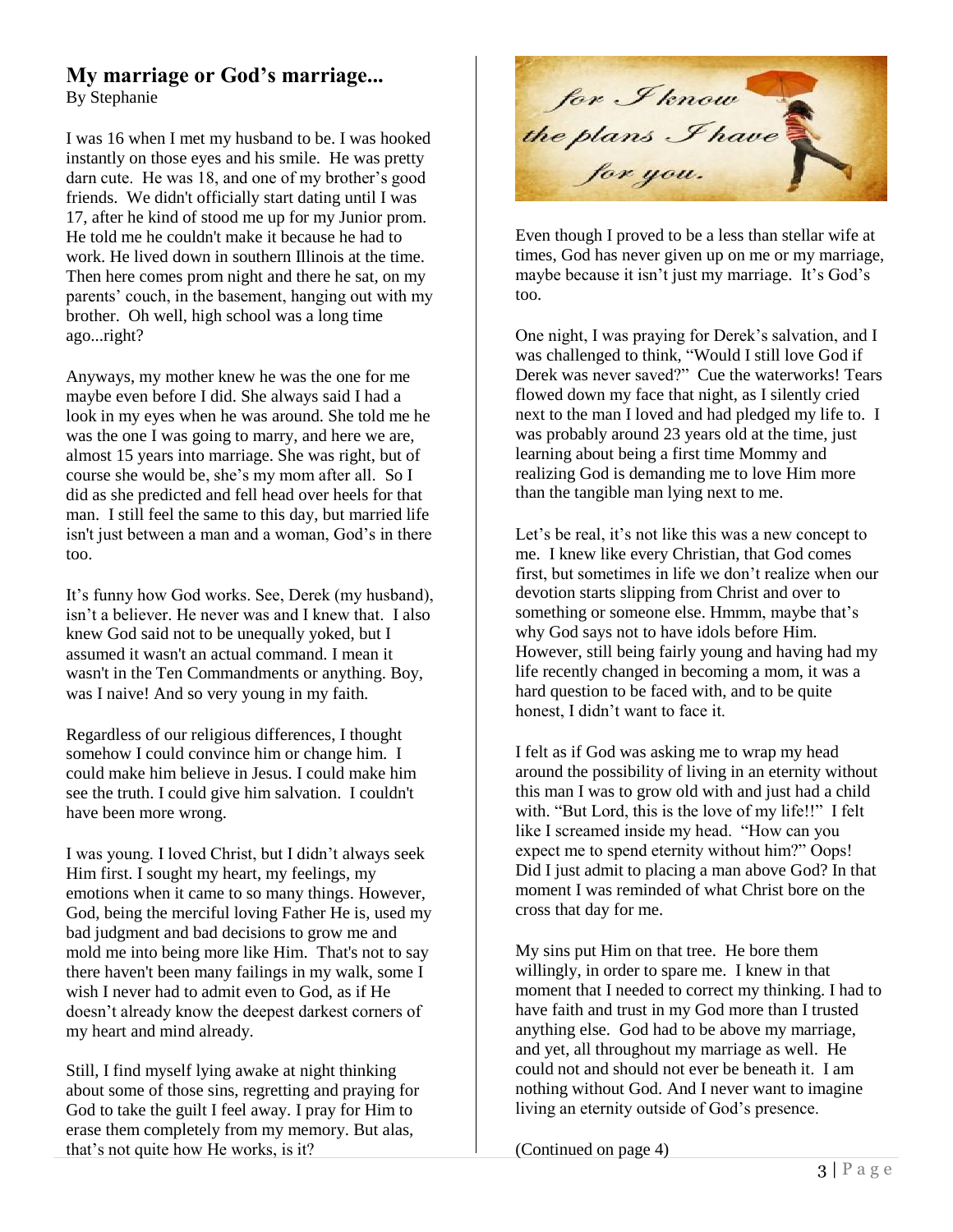## My marriage or God's marriage...

By Stephanie

I was 16 when I met my husband to be. I was hooked instantly on those eyes and his smile. He was pretty darn cute. He was 18, and one of my brother's good friends. We didn't officially start dating until I was 17, after he kind of stood me up for my Junior prom. He told me he couldn't make it because he had to work. He lived down in southern Illinois at the time. Then here comes prom night and there he sat, on my parents' couch, in the basement, hanging out with my brother. Oh well, high school was a long time ago...right?

Anyways, my mother knew he was the one for me maybe even before I did. She always said I had a look in my eyes when he was around. She told me he was the one I was going to marry, and here we are, almost 15 years into marriage. She was right, but of course she would be, she's my mom after all. So I did as she predicted and fell head over heels for that man. I still feel the same to this day, but married life isn't just between a man and a woman, God's in there too.

It's funny how God works. See, Derek (my husband), isn't a believer. He never was and I knew that. I also knew God said not to be unequally yoked, but I assumed it wasn't an actual command. I mean it wasn't in the Ten Commandments or anything. Boy, was I naive! And so very young in my faith.

Regardless of our religious differences, I thought somehow I could convince him or change him. I could make him believe in Jesus. I could make him see the truth. I could give him salvation. I couldn't have been more wrong.

I was young. I loved Christ, but I didn't always seek Him first. I sought my heart, my feelings, my emotions when it came to so many things. However, God, being the merciful loving Father He is, used my bad judgment and bad decisions to grow me and mold me into being more like Him. That's not to say there haven't been many failings in my walk, some I wish I never had to admit even to God, as if He doesn't already know the deepest darkest corners of my heart and mind already.

Still, I find myself lying awake at night thinking about some of those sins, regretting and praying for God to take the guilt I feel away. I pray for Him to erase them completely from my memory. But alas, that's not quite how He works, is it?

Even though I proved to be a less than stellar wife at times, God has never given up on me or my marriage, maybe because it isn't just my marriage. It's God's too.

One night, I was praying for Derek's salvation, and I was challenged to think, "Would I still love God if Derek was never saved?" Cue the waterworks! Tears flowed down my face that night, as I silently cried next to the man I loved and had pledged my life to. I was probably around 23 years old at the time, just learning about being a first time Mommy and realizing God is demanding me to love Him more than the tangible man lying next to me.

Let's be real, it's not like this was a new concept to me. I knew like every Christian, that God comes first, but sometimes in life we don't realize when our devotion starts slipping from Christ and over to something or someone else. Hmmm, maybe that's why God says not to have idols before Him. However, still being fairly young and having had my life recently changed in becoming a mom, it was a hard question to be faced with, and to be quite honest, I didn't want to face it.

I felt as if God was asking me to wrap my head around the possibility of living in an eternity without this man I was to grow old with and just had a child with. "But Lord, this is the love of my life!!" I felt like I screamed inside my head. "How can you expect me to spend eternity without him?" Oops! Did I just admit to placing a man above God? In that moment I was reminded of what Christ bore on the cross that day for me.

My sins put Him on that tree. He bore them willingly, in order to spare me. I knew in that moment that I needed to correct my thinking. I had to have faith and trust in my God more than I trusted anything else. God had to be above my marriage, and yet, all throughout my marriage as well. He could not and should not ever be beneath it. I am nothing without God. And I never want to imagine living an eternity outside of God's presence.

(Continued on page 4)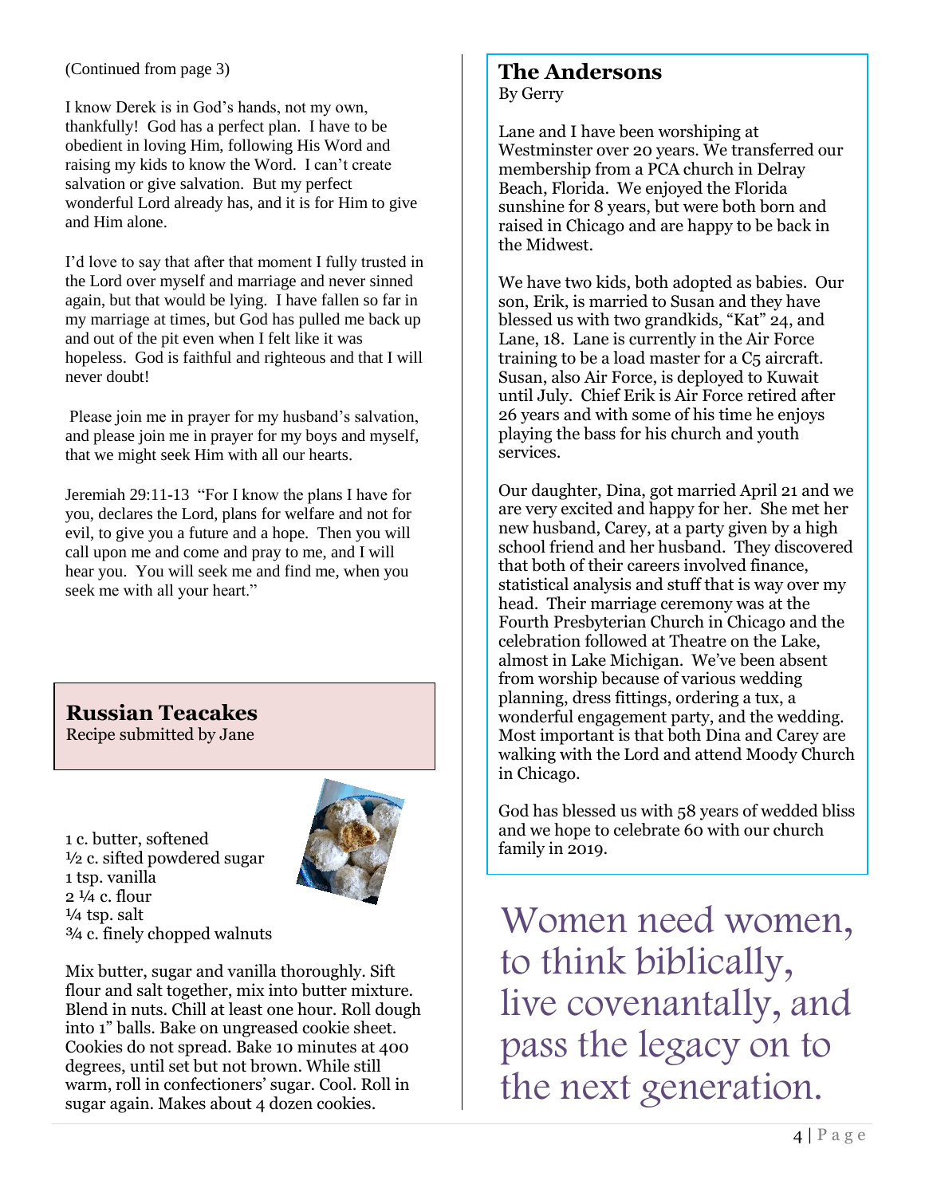(Continued from page 3)

I know Derek is in God's hands, not my own, thankfully! God has a perfect plan. I have to be obedient in loving Him, following His Word and raising my kids to know the Word. I can't create salvation or give salvation. But my perfect wonderful Lord already has, and it is for Him to give and Him alone.

I'd love to say that after that moment I fully trusted in the Lord over myself and marriage and never sinned again, but that would be lying. I have fallen so far in my marriage at times, but God has pulled me back up and out of the pit even when I felt like it was hopeless. God is faithful and righteous and that I will never doubt!

Please join me in prayer for my husband's salvation, and please join me in prayer for my boys and myself, that we might seek Him with all our hearts.

Jeremiah 29:11-13 "For I know the plans I have for you, declares the Lord, plans for welfare and not for evil, to give you a future and a hope. Then you will call upon me and come and pray to me, and I will hear you. You will seek me and find me, when you seek me with all your heart."

## Russian Teacakes

Recipe submitted by Jane

- 1 c. butter, softened
- ½ c. sifted powdered sugar
- 1 tsp. vanilla
- 2 ¼ c. flour
- ¼ tsp. salt
- ¾ c. finely chopped walnuts

Mix butter, sugar and vanilla thoroughly. Sift flour and salt together, mix into butter mixture. Blend in nuts. Chill at least one hour. Roll dough into 1" balls. Bake on ungreased cookie sheet. Cookies do not spread. Bake 10 minutes at 400 degrees, until set but not brown. While still warm, roll in confectioners' sugar. Cool. Roll in sugar again. Makes about 4 dozen cookies.

## The Andersons

By Gerry

Lane and I have been worshiping at Westminster over 20 years. We transferred our membership from a PCA church in Delray Beach, Florida. We enjoyed the Florida sunshine for 8 years, but were both born and raised in Chicago and are happy to be back in the Midwest.

We have two kids, both adopted as babies. Our son, Erik, is married to Susan and they have blessed us with two grandkids, "Kat" 24, and Lane, 18. Lane is currently in the Air Force training to be a load master for a C5 aircraft. Susan, also Air Force, is deployed to Kuwait until July. Chief Erik is Air Force retired after 26 years and with some of his time he enjoys playing the bass for his church and youth services.

Our daughter, Dina, got married April 21 and we are very excited and happy for her. She met her new husband, Carey, at a party given by a high school friend and her husband. They discovered that both of their careers involved finance, statistical analysis and stuff that is way over my head. Their marriage ceremony was at the Fourth Presbyterian Church in Chicago and the celebration followed at Theatre on the Lake, almost in Lake Michigan. We've been absent from worship because of various wedding planning, dress fittings, ordering a tux, a wonderful engagement party, and the wedding. Most important is that both Dina and Carey are walking with the Lord and attend Moody Church in Chicago.

God has blessed us with 58 years of wedded bliss and we hope to celebrate 60 with our church family in 2019.

Women need women, to think biblically, live covenantally, and pass the legacy on to the next generation.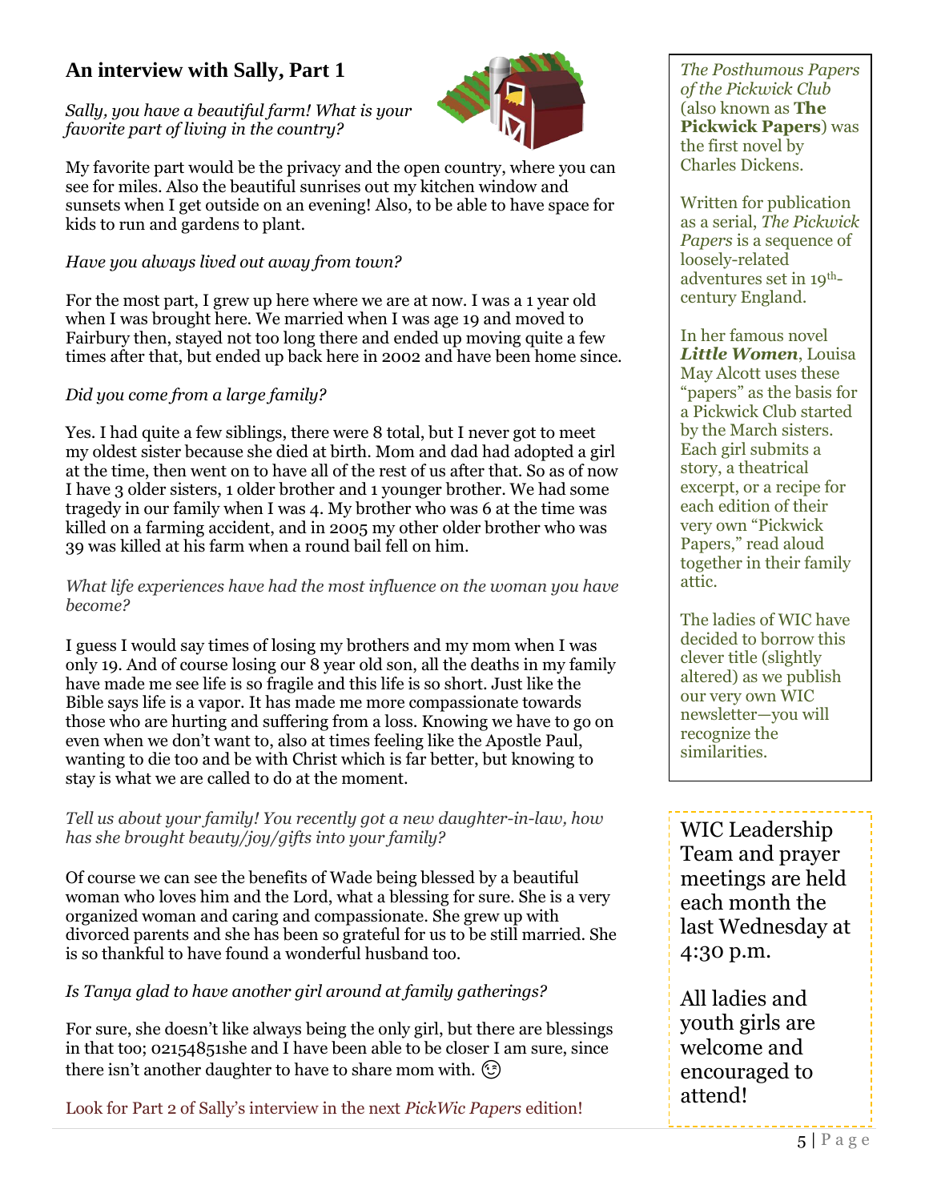## An interview with Sally, Part 1

*Sally, you have a beautiful farm! What is your favorite part of living in the country?*

My favorite part would be the privacy and the open country, where you can see for miles. Also the beautiful sunrises out my kitchen window and sunsets when I get outside on an evening! Also, to be able to have space for kids to run and gardens to plant.

*Have you always lived out away from town?*

For the most part, I grew up here where we are at now. I was a 1 year old when I was brought here. We married when I was age 19 and moved to Fairbury then, stayed not too long there and ended up moving quite a few times after that, but ended up back here in 2002 and have been home since.

*Did you come from a large family?*

Yes. I had quite a few siblings, there were 8 total, but I never got to meet my oldest sister because she died at birth. Mom and dad had adopted a girl at the time, then went on to have all of the rest of us after that. So as of now I have 3 older sisters, 1 older brother and 1 younger brother. We had some tragedy in our family when I was 4. My brother who was 6 at the time was killed on a farming accident, and in 2005 my other older brother who was 39 was killed at his farm when a round bail fell on him.

*What life experiences have had the most influence on the woman you have become?*

I guess I would say times of losing my brothers and my mom when I was only 19. And of course losing our 8 year old son, all the deaths in my family have made me see life is so fragile and this life is so short. Just like the Bible says life is a vapor. It has made me more compassionate towards those who are hurting and suffering from a loss. Knowing we have to go on even when we don't want to, also at times feeling like the Apostle Paul, wanting to die too and be with Christ which is far better, but knowing to stay is what we are called to do at the moment.

*Tell us about your family! You recently got a new daughter-in-law, how has she brought beauty/joy/gifts into your family?*

Of course we can see the benefits of Wade being blessed by a beautiful woman who loves him and the Lord, what a blessing for sure. She is a very organized woman and caring and compassionate. She grew up with divorced parents and she has been so grateful for us to be still married. She is so thankful to have found a wonderful husband too.

*Is Tanya glad to have another girl around at family gatherings?*

For sure, she doesn't like always being the only girl, but there are blessings in that too; 02154851she and I have been able to be closer I am sure, since there isn't another daughter to have to share mom with. 😉

Look for Part 2 of Sally's interview in the next *PickWic Papers* edition!

*The Posthumous Papers of the Pickwick Club* (also known as **The Pickwick Papers**) was the first novel by Charles Dickens.

Written for publication as a serial, *The Pickwick Papers* is a sequence of loosely-related adventures set in 19th-century England.

In her famous novel ***Little Women***, Louisa May Alcott uses these "papers" as the basis for a Pickwick Club started by the March sisters. Each girl submits a story, a theatrical excerpt, or a recipe for each edition of their very own "Pickwick Papers," read aloud together in their family attic.

The ladies of WIC have decided to borrow this clever title (slightly altered) as we publish our very own WIC newsletter—you will recognize the similarities.

WIC Leadership Team and prayer meetings are held each month the last Wednesday at 4:30 p.m.

All ladies and youth girls are welcome and encouraged to attend!